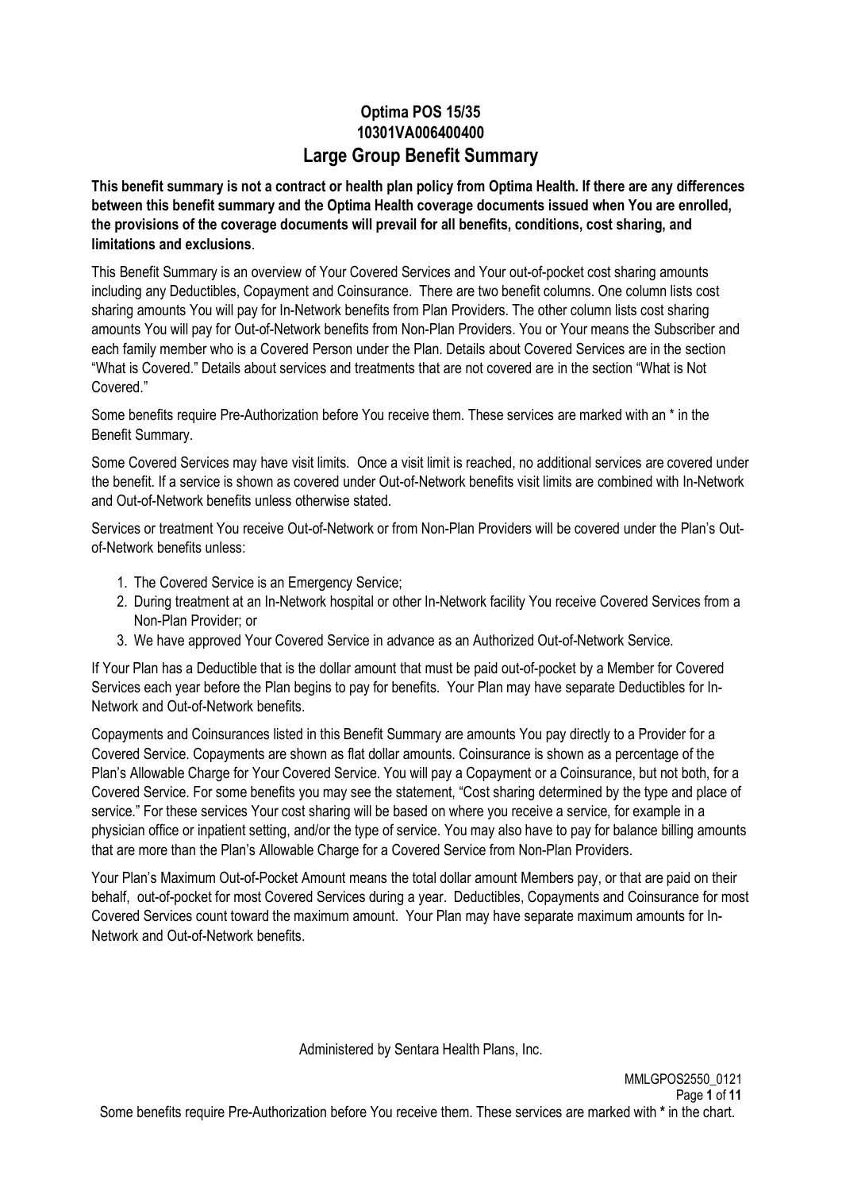# Optima POS 15/35
# 10301VA006400400
# Large Group Benefit Summary

**This benefit summary is not a contract or health plan policy from Optima Health. If there are any differences between this benefit summary and the Optima Health coverage documents issued when You are enrolled, the provisions of the coverage documents will prevail for all benefits, conditions, cost sharing, and limitations and exclusions**.

This Benefit Summary is an overview of Your Covered Services and Your out-of-pocket cost sharing amounts including any Deductibles, Copayment and Coinsurance. There are two benefit columns. One column lists cost sharing amounts You will pay for In-Network benefits from Plan Providers. The other column lists cost sharing amounts You will pay for Out-of-Network benefits from Non-Plan Providers. You or Your means the Subscriber and each family member who is a Covered Person under the Plan. Details about Covered Services are in the section "What is Covered." Details about services and treatments that are not covered are in the section "What is Not Covered."

Some benefits require Pre-Authorization before You receive them. These services are marked with an * in the Benefit Summary.

Some Covered Services may have visit limits. Once a visit limit is reached, no additional services are covered under the benefit. If a service is shown as covered under Out-of-Network benefits visit limits are combined with In-Network and Out-of-Network benefits unless otherwise stated.

Services or treatment You receive Out-of-Network or from Non-Plan Providers will be covered under the Plan's Out-of-Network benefits unless:

1. The Covered Service is an Emergency Service;
2. During treatment at an In-Network hospital or other In-Network facility You receive Covered Services from a Non-Plan Provider; or
3. We have approved Your Covered Service in advance as an Authorized Out-of-Network Service.

If Your Plan has a Deductible that is the dollar amount that must be paid out-of-pocket by a Member for Covered Services each year before the Plan begins to pay for benefits. Your Plan may have separate Deductibles for In-Network and Out-of-Network benefits.

Copayments and Coinsurances listed in this Benefit Summary are amounts You pay directly to a Provider for a Covered Service. Copayments are shown as flat dollar amounts. Coinsurance is shown as a percentage of the Plan's Allowable Charge for Your Covered Service. You will pay a Copayment or a Coinsurance, but not both, for a Covered Service. For some benefits you may see the statement, "Cost sharing determined by the type and place of service." For these services Your cost sharing will be based on where you receive a service, for example in a physician office or inpatient setting, and/or the type of service. You may also have to pay for balance billing amounts that are more than the Plan's Allowable Charge for a Covered Service from Non-Plan Providers.

Your Plan's Maximum Out-of-Pocket Amount means the total dollar amount Members pay, or that are paid on their behalf, out-of-pocket for most Covered Services during a year. Deductibles, Copayments and Coinsurance for most Covered Services count toward the maximum amount. Your Plan may have separate maximum amounts for In-Network and Out-of-Network benefits.

Administered by Sentara Health Plans, Inc.

MMLGPOS2550_0121

Some benefits require Pre-Authorization before You receive them. These services are marked with * in the chart.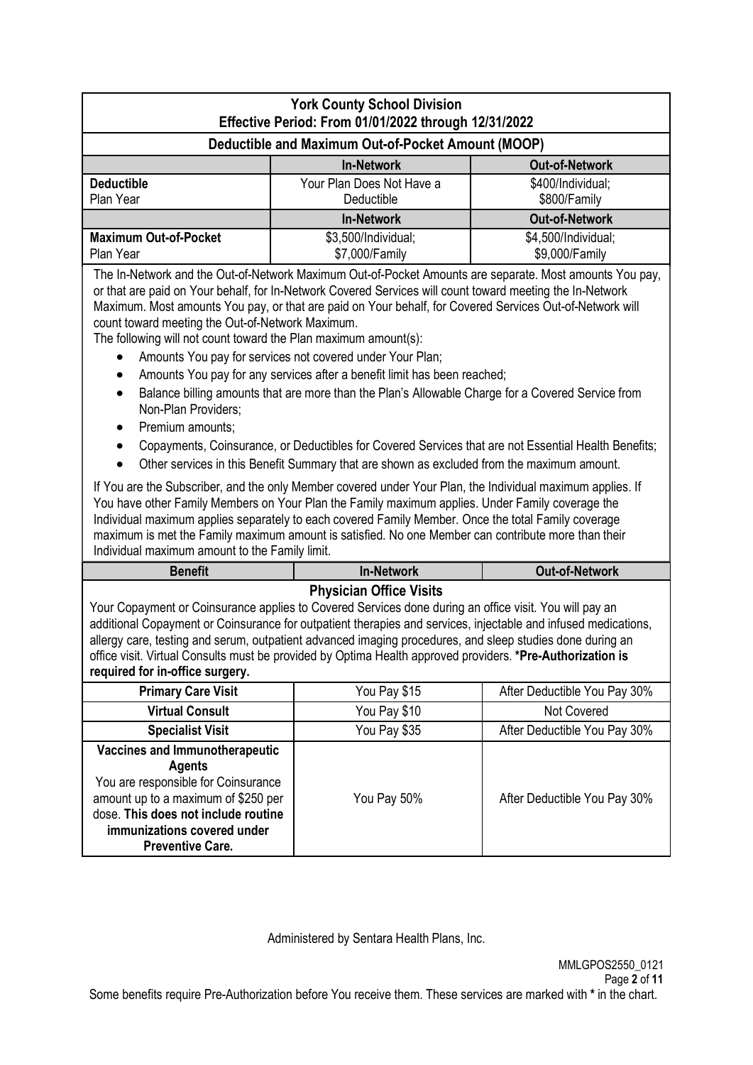| York County School Division<br>Effective Period: From 01/01/2022 through 12/31/2022 | | |
|---|---|---|
| **Deductible and Maximum Out-of-Pocket Amount (MOOP)** | | |
| | **In-Network** | **Out-of-Network** |
| **Deductible**<br>Plan Year | Your Plan Does Not Have a Deductible | \$400/Individual;<br>\$800/Family |
| | **In-Network** | **Out-of-Network** |
| **Maximum Out-of-Pocket**<br>Plan Year | \$3,500/Individual;<br>\$7,000/Family | \$4,500/Individual;<br>\$9,000/Family |

The In-Network and the Out-of-Network Maximum Out-of-Pocket Amounts are separate. Most amounts You pay, or that are paid on Your behalf, for In-Network Covered Services will count toward meeting the In-Network Maximum. Most amounts You pay, or that are paid on Your behalf, for Covered Services Out-of-Network will count toward meeting the Out-of-Network Maximum.

The following will not count toward the Plan maximum amount(s):

- Amounts You pay for services not covered under Your Plan;
- Amounts You pay for any services after a benefit limit has been reached;
- Balance billing amounts that are more than the Plan's Allowable Charge for a Covered Service from Non-Plan Providers;
- Premium amounts;
- Copayments, Coinsurance, or Deductibles for Covered Services that are not Essential Health Benefits;
- Other services in this Benefit Summary that are shown as excluded from the maximum amount.

If You are the Subscriber, and the only Member covered under Your Plan, the Individual maximum applies. If You have other Family Members on Your Plan the Family maximum applies. Under Family coverage the Individual maximum applies separately to each covered Family Member. Once the total Family coverage maximum is met the Family maximum amount is satisfied. No one Member can contribute more than their Individual maximum amount to the Family limit.

| Benefit | In-Network | Out-of-Network |
|---|---|---|
| **Physician Office Visits**<br>Your Copayment or Coinsurance applies to Covered Services done during an office visit. You will pay an additional Copayment or Coinsurance for outpatient therapies and services, injectable and infused medications, allergy care, testing and serum, outpatient advanced imaging procedures, and sleep studies done during an office visit. Virtual Consults must be provided by Optima Health approved providers. **\*Pre-Authorization is required for in-office surgery.** | | |
| **Primary Care Visit** | You Pay \$15 | After Deductible You Pay 30% |
| **Virtual Consult** | You Pay \$10 | Not Covered |
| **Specialist Visit** | You Pay \$35 | After Deductible You Pay 30% |
| **Vaccines and Immunotherapeutic Agents**<br>You are responsible for Coinsurance amount up to a maximum of \$250 per dose. **This does not include routine immunizations covered under Preventive Care.** | You Pay 50% | After Deductible You Pay 30% |

Administered by Sentara Health Plans, Inc.

MMLGPOS2550_0121

Some benefits require Pre-Authorization before You receive them. These services are marked with **\*** in the chart.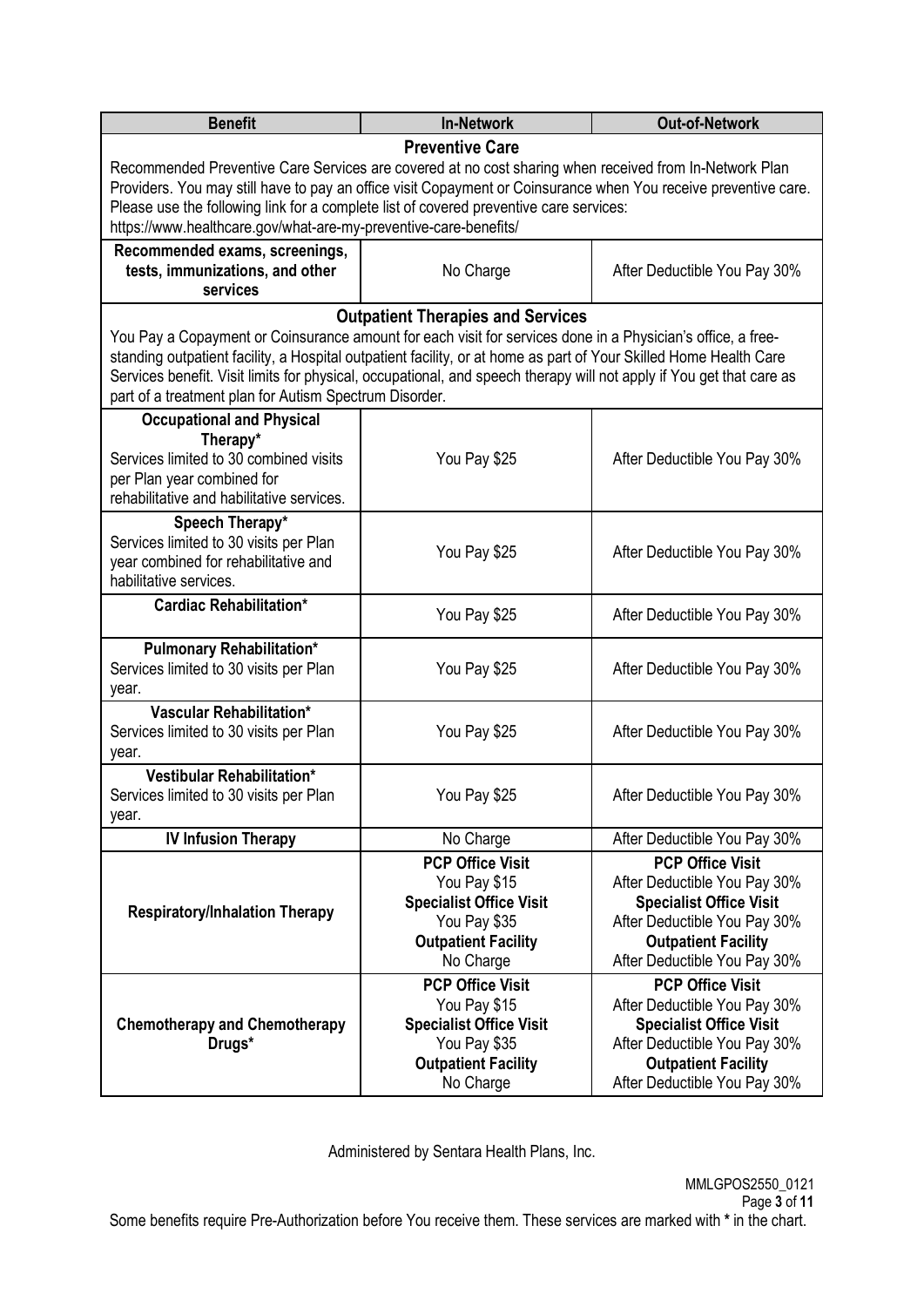| Benefit | In-Network | Out-of-Network |
|---|---|---|
| **Preventive Care**<br>Recommended Preventive Care Services are covered at no cost sharing when received from In-Network Plan Providers. You may still have to pay an office visit Copayment or Coinsurance when You receive preventive care. Please use the following link for a complete list of covered preventive care services:<br>https://www.healthcare.gov/what-are-my-preventive-care-benefits/ | | |
| **Recommended exams, screenings, tests, immunizations, and other services** | No Charge | After Deductible You Pay 30% |
| **Outpatient Therapies and Services**<br>You Pay a Copayment or Coinsurance amount for each visit for services done in a Physician's office, a free-standing outpatient facility, a Hospital outpatient facility, or at home as part of Your Skilled Home Health Care Services benefit. Visit limits for physical, occupational, and speech therapy will not apply if You get that care as part of a treatment plan for Autism Spectrum Disorder. | | |
| **Occupational and Physical Therapy***<br>Services limited to 30 combined visits per Plan year combined for rehabilitative and habilitative services. | You Pay $25 | After Deductible You Pay 30% |
| **Speech Therapy***<br>Services limited to 30 visits per Plan year combined for rehabilitative and habilitative services. | You Pay $25 | After Deductible You Pay 30% |
| **Cardiac Rehabilitation*** | You Pay $25 | After Deductible You Pay 30% |
| **Pulmonary Rehabilitation***<br>Services limited to 30 visits per Plan year. | You Pay $25 | After Deductible You Pay 30% |
| **Vascular Rehabilitation***<br>Services limited to 30 visits per Plan year. | You Pay $25 | After Deductible You Pay 30% |
| **Vestibular Rehabilitation***<br>Services limited to 30 visits per Plan year. | You Pay $25 | After Deductible You Pay 30% |
| **IV Infusion Therapy** | No Charge | After Deductible You Pay 30% |
| **Respiratory/Inhalation Therapy** | **PCP Office Visit**<br>You Pay $15<br>**Specialist Office Visit**<br>You Pay $35<br>**Outpatient Facility**<br>No Charge | **PCP Office Visit**<br>After Deductible You Pay 30%<br>**Specialist Office Visit**<br>After Deductible You Pay 30%<br>**Outpatient Facility**<br>After Deductible You Pay 30% |
| **Chemotherapy and Chemotherapy Drugs*** | **PCP Office Visit**<br>You Pay $15<br>**Specialist Office Visit**<br>You Pay $35<br>**Outpatient Facility**<br>No Charge | **PCP Office Visit**<br>After Deductible You Pay 30%<br>**Specialist Office Visit**<br>After Deductible You Pay 30%<br>**Outpatient Facility**<br>After Deductible You Pay 30% |

Administered by Sentara Health Plans, Inc.

MMLGPOS2550_0121

Some benefits require Pre-Authorization before You receive them. These services are marked with * in the chart.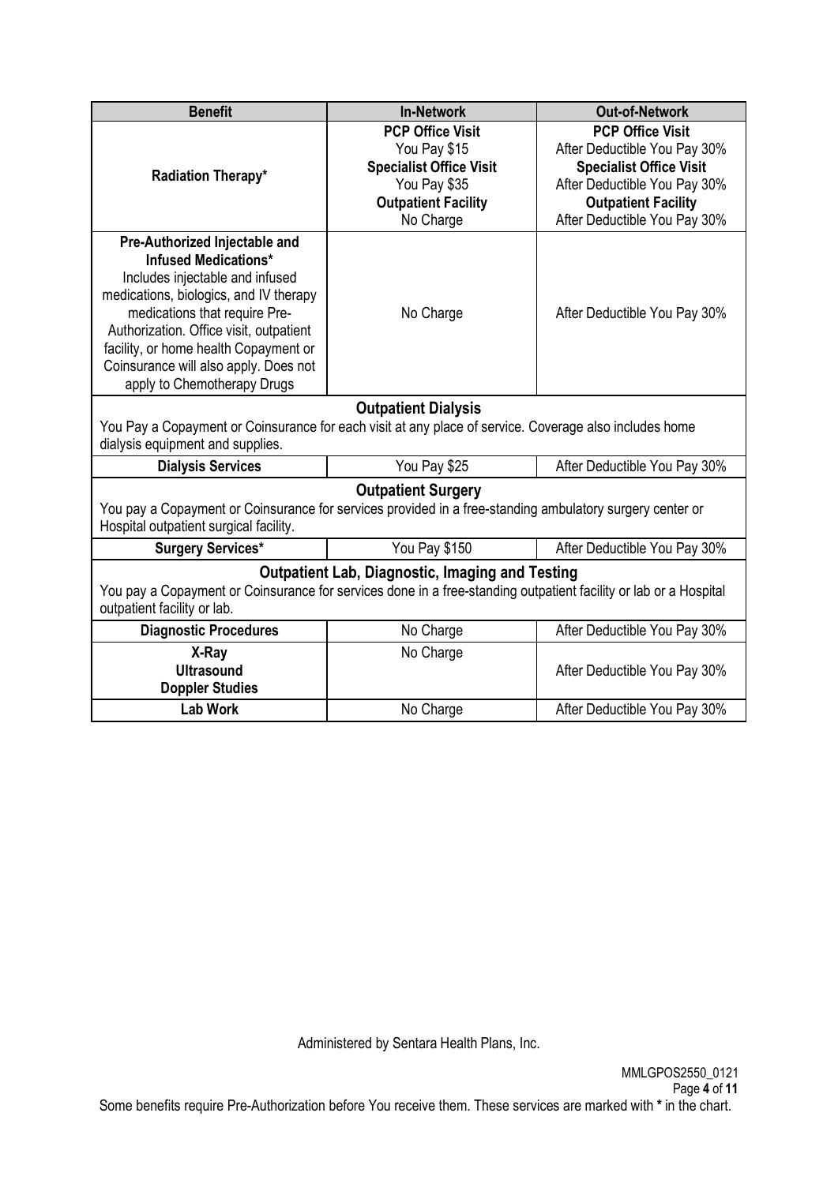| Benefit | In-Network | Out-of-Network |
|---|---|---|
| **Radiation Therapy*** | **PCP Office Visit**<br>You Pay $15<br>**Specialist Office Visit**<br>You Pay $35<br>**Outpatient Facility**<br>No Charge | **PCP Office Visit**<br>After Deductible You Pay 30%<br>**Specialist Office Visit**<br>After Deductible You Pay 30%<br>**Outpatient Facility**<br>After Deductible You Pay 30% |
| **Pre-Authorized Injectable and Infused Medications***<br>Includes injectable and infused medications, biologics, and IV therapy medications that require Pre-Authorization. Office visit, outpatient facility, or home health Copayment or Coinsurance will also apply. Does not apply to Chemotherapy Drugs | No Charge | After Deductible You Pay 30% |
| **Outpatient Dialysis**<br>You Pay a Copayment or Coinsurance for each visit at any place of service. Coverage also includes home dialysis equipment and supplies. | | |
| **Dialysis Services** | You Pay $25 | After Deductible You Pay 30% |
| **Outpatient Surgery**<br>You pay a Copayment or Coinsurance for services provided in a free-standing ambulatory surgery center or Hospital outpatient surgical facility. | | |
| **Surgery Services*** | You Pay $150 | After Deductible You Pay 30% |
| **Outpatient Lab, Diagnostic, Imaging and Testing**<br>You pay a Copayment or Coinsurance for services done in a free-standing outpatient facility or lab or a Hospital outpatient facility or lab. | | |
| **Diagnostic Procedures** | No Charge | After Deductible You Pay 30% |
| **X-Ray**<br>**Ultrasound**<br>**Doppler Studies** | No Charge | After Deductible You Pay 30% |
| **Lab Work** | No Charge | After Deductible You Pay 30% |

Administered by Sentara Health Plans, Inc.

MMLGPOS2550_0121

Some benefits require Pre-Authorization before You receive them. These services are marked with * in the chart.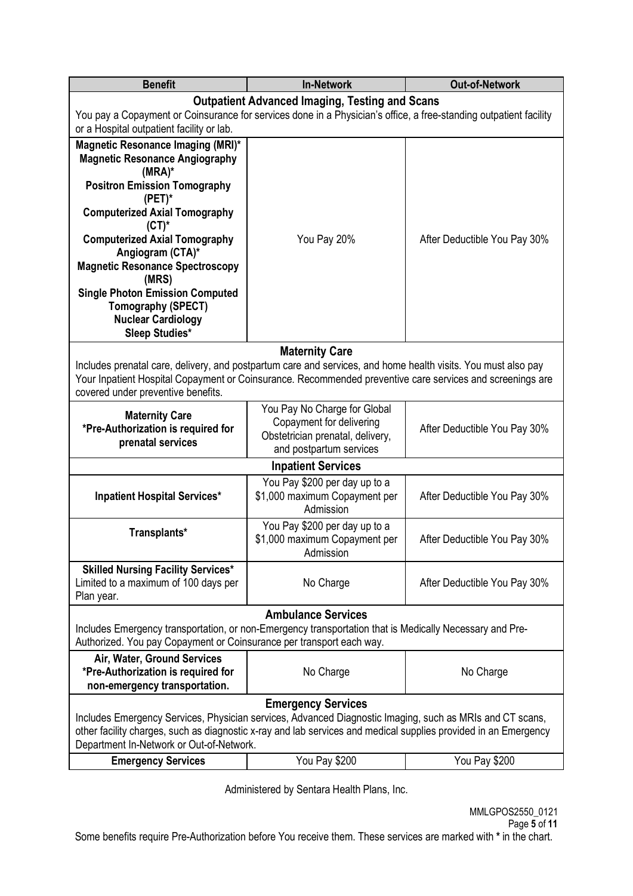| Benefit | In-Network | Out-of-Network |
|---|---|---|
| **Outpatient Advanced Imaging, Testing and Scans**<br>You pay a Copayment or Coinsurance for services done in a Physician's office, a free-standing outpatient facility or a Hospital outpatient facility or lab. | | |
| **Magnetic Resonance Imaging (MRI)***<br>**Magnetic Resonance Angiography (MRA)***<br>**Positron Emission Tomography (PET)***<br>**Computerized Axial Tomography (CT)***<br>**Computerized Axial Tomography Angiogram (CTA)***<br>**Magnetic Resonance Spectroscopy (MRS)**<br>**Single Photon Emission Computed Tomography (SPECT)**<br>**Nuclear Cardiology**<br>**Sleep Studies*** | You Pay 20% | After Deductible You Pay 30% |
| **Maternity Care**<br>Includes prenatal care, delivery, and postpartum care and services, and home health visits. You must also pay Your Inpatient Hospital Copayment or Coinsurance. Recommended preventive care services and screenings are covered under preventive benefits. | | |
| **Maternity Care**<br>***Pre-Authorization is required for prenatal services** | You Pay No Charge for Global Copayment for delivering Obstetrician prenatal, delivery, and postpartum services | After Deductible You Pay 30% |
| **Inpatient Services** | | |
| **Inpatient Hospital Services*** | You Pay $200 per day up to a $1,000 maximum Copayment per Admission | After Deductible You Pay 30% |
| **Transplants*** | You Pay $200 per day up to a $1,000 maximum Copayment per Admission | After Deductible You Pay 30% |
| **Skilled Nursing Facility Services***<br>Limited to a maximum of 100 days per Plan year. | No Charge | After Deductible You Pay 30% |
| **Ambulance Services**<br>Includes Emergency transportation, or non-Emergency transportation that is Medically Necessary and Pre-Authorized. You pay Copayment or Coinsurance per transport each way. | | |
| **Air, Water, Ground Services**<br>***Pre-Authorization is required for non-emergency transportation.** | No Charge | No Charge |
| **Emergency Services**<br>Includes Emergency Services, Physician services, Advanced Diagnostic Imaging, such as MRIs and CT scans, other facility charges, such as diagnostic x-ray and lab services and medical supplies provided in an Emergency Department In-Network or Out-of-Network. | | |
| **Emergency Services** | You Pay $200 | You Pay $200 |

Administered by Sentara Health Plans, Inc.

MMLGPOS2550_0121

Some benefits require Pre-Authorization before You receive them. These services are marked with * in the chart.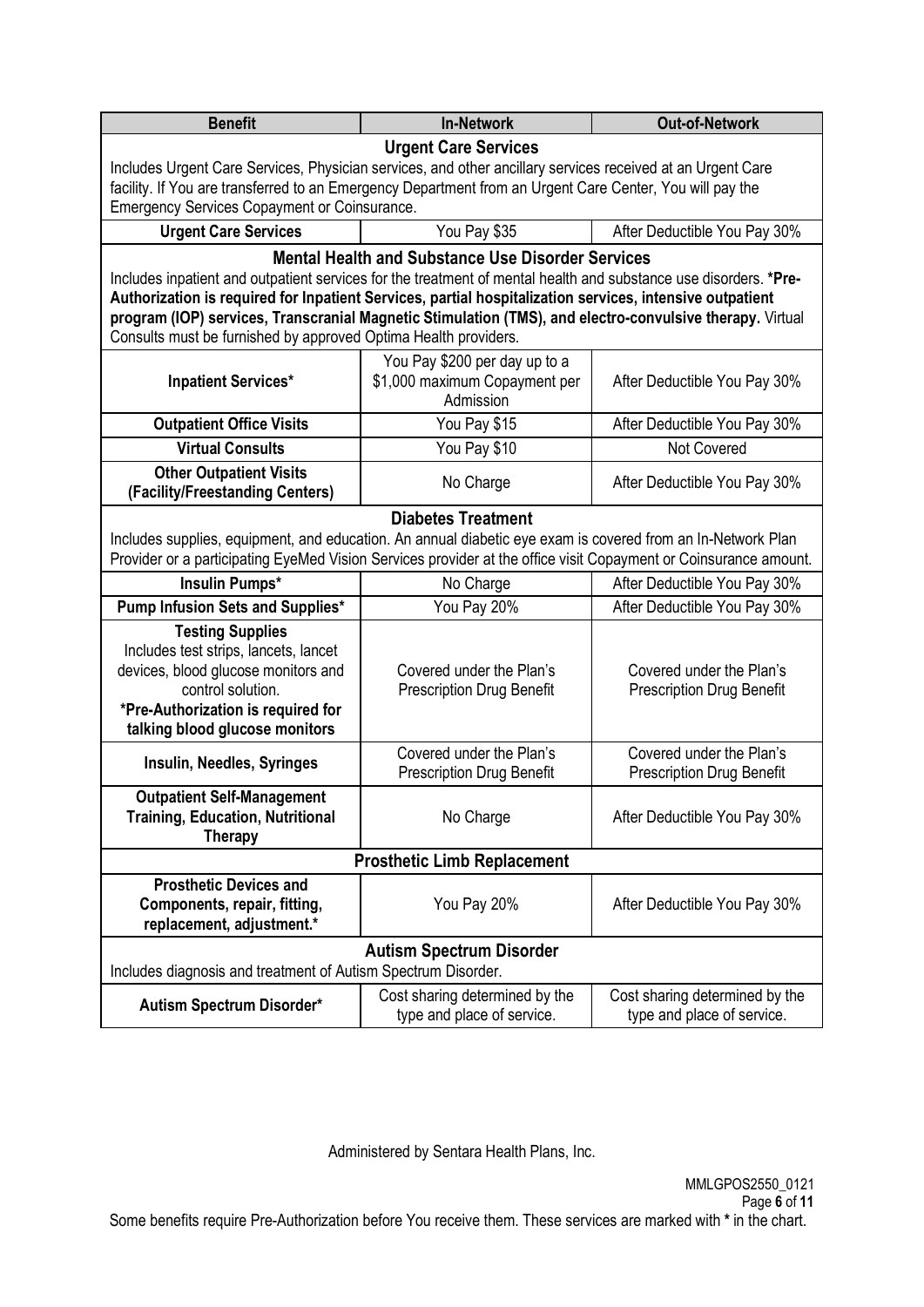| Benefit | In-Network | Out-of-Network |
|---|---|---|
| **Urgent Care Services** Includes Urgent Care Services, Physician services, and other ancillary services received at an Urgent Care facility. If You are transferred to an Emergency Department from an Urgent Care Center, You will pay the Emergency Services Copayment or Coinsurance. | | |
| **Urgent Care Services** | You Pay $35 | After Deductible You Pay 30% |
| **Mental Health and Substance Use Disorder Services** Includes inpatient and outpatient services for the treatment of mental health and substance use disorders. ***Pre-Authorization is required for Inpatient Services, partial hospitalization services, intensive outpatient program (IOP) services, Transcranial Magnetic Stimulation (TMS), and electro-convulsive therapy.** Virtual Consults must be furnished by approved Optima Health providers. | | |
| **Inpatient Services*** | You Pay $200 per day up to a $1,000 maximum Copayment per Admission | After Deductible You Pay 30% |
| **Outpatient Office Visits** | You Pay $15 | After Deductible You Pay 30% |
| **Virtual Consults** | You Pay $10 | Not Covered |
| **Other Outpatient Visits (Facility/Freestanding Centers)** | No Charge | After Deductible You Pay 30% |
| **Diabetes Treatment** Includes supplies, equipment, and education. An annual diabetic eye exam is covered from an In-Network Plan Provider or a participating EyeMed Vision Services provider at the office visit Copayment or Coinsurance amount. | | |
| **Insulin Pumps*** | No Charge | After Deductible You Pay 30% |
| **Pump Infusion Sets and Supplies*** | You Pay 20% | After Deductible You Pay 30% |
| **Testing Supplies** Includes test strips, lancets, lancet devices, blood glucose monitors and control solution. ***Pre-Authorization is required for talking blood glucose monitors** | Covered under the Plan's Prescription Drug Benefit | Covered under the Plan's Prescription Drug Benefit |
| **Insulin, Needles, Syringes** | Covered under the Plan's Prescription Drug Benefit | Covered under the Plan's Prescription Drug Benefit |
| **Outpatient Self-Management Training, Education, Nutritional Therapy** | No Charge | After Deductible You Pay 30% |
| **Prosthetic Limb Replacement** | | |
| **Prosthetic Devices and Components, repair, fitting, replacement, adjustment.*** | You Pay 20% | After Deductible You Pay 30% |
| **Autism Spectrum Disorder** Includes diagnosis and treatment of Autism Spectrum Disorder. | | |
| **Autism Spectrum Disorder*** | Cost sharing determined by the type and place of service. | Cost sharing determined by the type and place of service. |

Administered by Sentara Health Plans, Inc.

MMLGPOS2550_0121

Some benefits require Pre-Authorization before You receive them. These services are marked with * in the chart.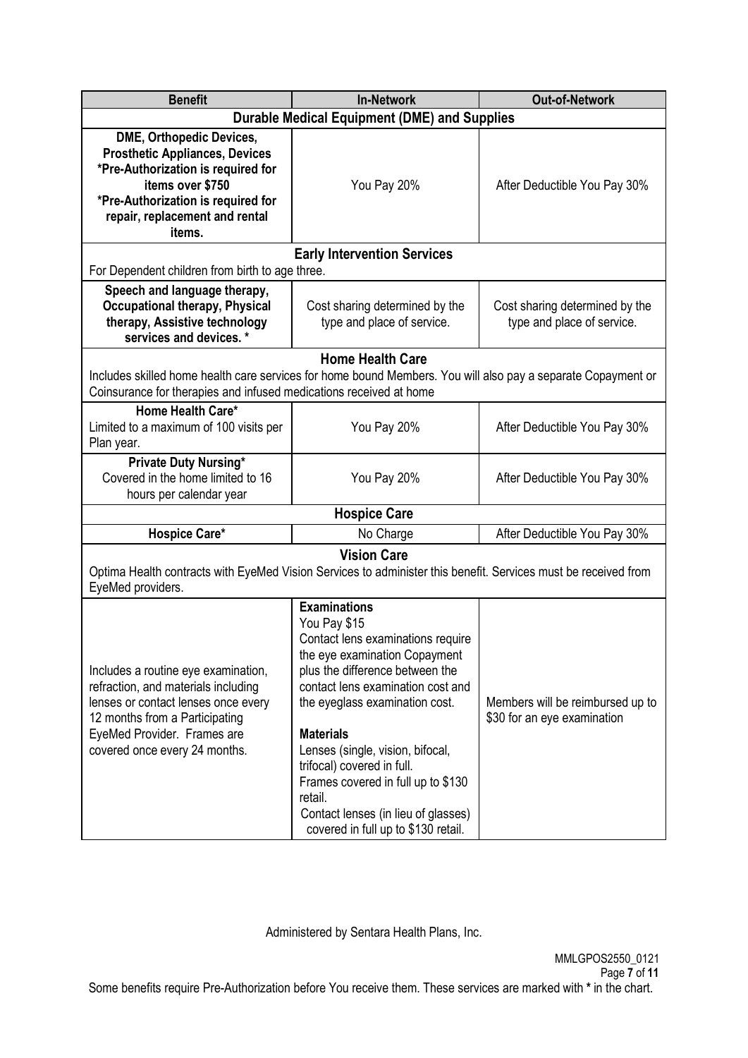| Benefit | In-Network | Out-of-Network |
|---|---|---|
| **Durable Medical Equipment (DME) and Supplies** | | |
| **DME, Orthopedic Devices, Prosthetic Appliances, Devices** **\*Pre-Authorization is required for items over $750** **\*Pre-Authorization is required for repair, replacement and rental items.** | You Pay 20% | After Deductible You Pay 30% |
| **Early Intervention Services** For Dependent children from birth to age three. | | |
| **Speech and language therapy, Occupational therapy, Physical therapy, Assistive technology services and devices. \*** | Cost sharing determined by the type and place of service. | Cost sharing determined by the type and place of service. |
| **Home Health Care** Includes skilled home health care services for home bound Members. You will also pay a separate Copayment or Coinsurance for therapies and infused medications received at home | | |
| **Home Health Care\*** Limited to a maximum of 100 visits per Plan year. | You Pay 20% | After Deductible You Pay 30% |
| **Private Duty Nursing\*** Covered in the home limited to 16 hours per calendar year | You Pay 20% | After Deductible You Pay 30% |
| **Hospice Care** | | |
| **Hospice Care\*** | No Charge | After Deductible You Pay 30% |
| **Vision Care** Optima Health contracts with EyeMed Vision Services to administer this benefit. Services must be received from EyeMed providers. | | |
| Includes a routine eye examination, refraction, and materials including lenses or contact lenses once every 12 months from a Participating EyeMed Provider. Frames are covered once every 24 months. | **Examinations** You Pay $15 Contact lens examinations require the eye examination Copayment plus the difference between the contact lens examination cost and the eyeglass examination cost. **Materials** Lenses (single, vision, bifocal, trifocal) covered in full. Frames covered in full up to $130 retail. Contact lenses (in lieu of glasses) covered in full up to $130 retail. | Members will be reimbursed up to $30 for an eye examination |

Administered by Sentara Health Plans, Inc.

MMLGPOS2550_0121

Some benefits require Pre-Authorization before You receive them. These services are marked with **\*** in the chart.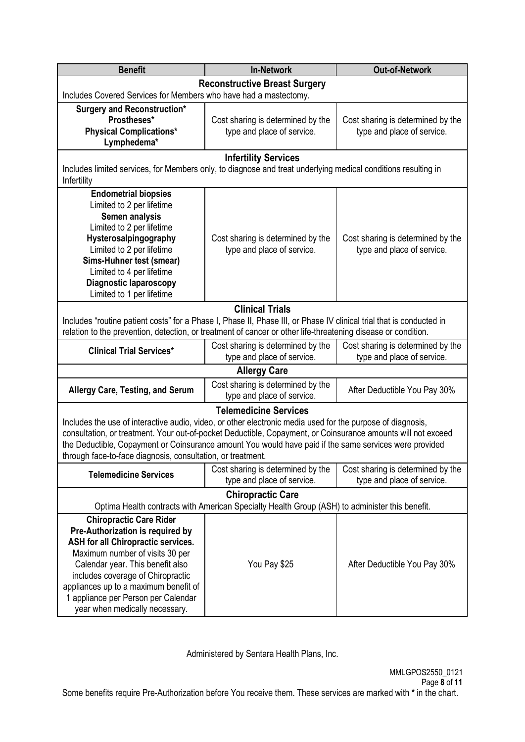| Benefit | In-Network | Out-of-Network |
|---|---|---|
| **Reconstructive Breast Surgery** Includes Covered Services for Members who have had a mastectomy. | | |
| **Surgery and Reconstruction***<br>**Prostheses***<br>**Physical Complications***<br>**Lymphedema*** | Cost sharing is determined by the type and place of service. | Cost sharing is determined by the type and place of service. |
| **Infertility Services** Includes limited services, for Members only, to diagnose and treat underlying medical conditions resulting in Infertility | | |
| **Endometrial biopsies**<br>Limited to 2 per lifetime<br>**Semen analysis**<br>Limited to 2 per lifetime<br>**Hysterosalpingography**<br>Limited to 2 per lifetime<br>**Sims-Huhner test (smear)**<br>Limited to 4 per lifetime<br>**Diagnostic laparoscopy**<br>Limited to 1 per lifetime | Cost sharing is determined by the type and place of service. | Cost sharing is determined by the type and place of service. |
| **Clinical Trials** Includes "routine patient costs" for a Phase I, Phase II, Phase III, or Phase IV clinical trial that is conducted in relation to the prevention, detection, or treatment of cancer or other life-threatening disease or condition. | | |
| **Clinical Trial Services*** | Cost sharing is determined by the type and place of service. | Cost sharing is determined by the type and place of service. |
| **Allergy Care** | | |
| **Allergy Care, Testing, and Serum** | Cost sharing is determined by the type and place of service. | After Deductible You Pay 30% |
| **Telemedicine Services** Includes the use of interactive audio, video, or other electronic media used for the purpose of diagnosis, consultation, or treatment. Your out-of-pocket Deductible, Copayment, or Coinsurance amounts will not exceed the Deductible, Copayment or Coinsurance amount You would have paid if the same services were provided through face-to-face diagnosis, consultation, or treatment. | | |
| **Telemedicine Services** | Cost sharing is determined by the type and place of service. | Cost sharing is determined by the type and place of service. |
| **Chiropractic Care** Optima Health contracts with American Specialty Health Group (ASH) to administer this benefit. | | |
| **Chiropractic Care Rider**<br>**Pre-Authorization is required by ASH for all Chiropractic services.**<br>Maximum number of visits 30 per Calendar year. This benefit also includes coverage of Chiropractic appliances up to a maximum benefit of 1 appliance per Person per Calendar year when medically necessary. | You Pay $25 | After Deductible You Pay 30% |

Administered by Sentara Health Plans, Inc.

MMLGPOS2550_0121

Some benefits require Pre-Authorization before You receive them. These services are marked with * in the chart.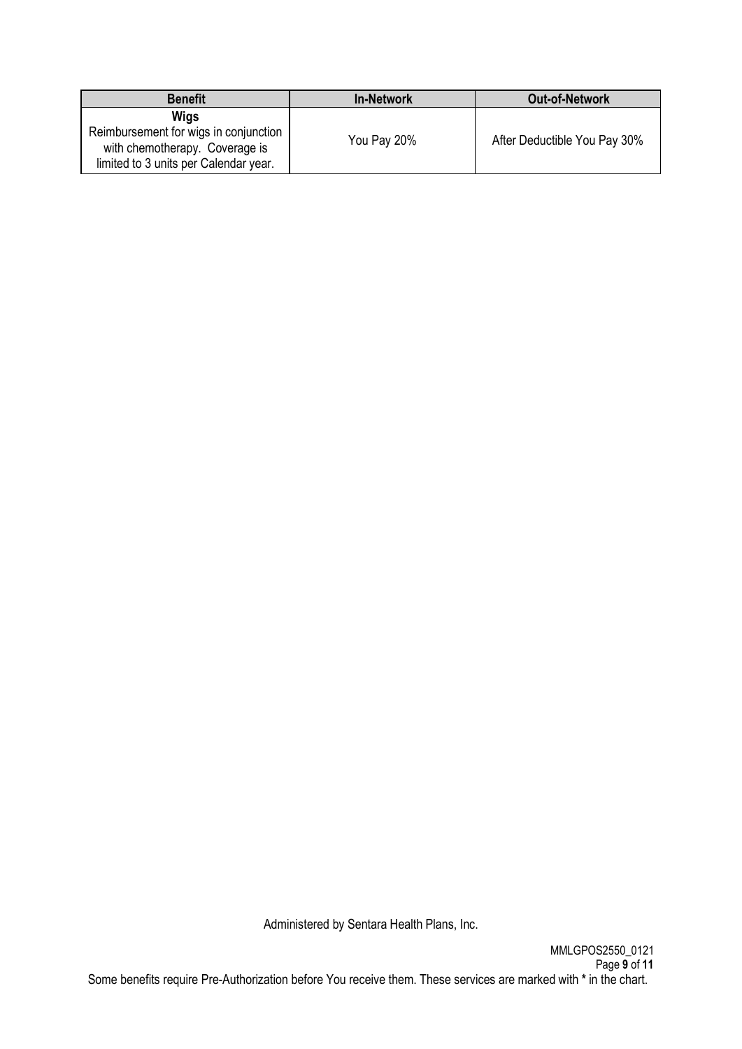| Benefit | In-Network | Out-of-Network |
|---|---|---|
| **Wigs** Reimbursement for wigs in conjunction with chemotherapy. Coverage is limited to 3 units per Calendar year. | You Pay 20% | After Deductible You Pay 30% |

Administered by Sentara Health Plans, Inc.

MMLGPOS2550_0121

Some benefits require Pre-Authorization before You receive them. These services are marked with * in the chart.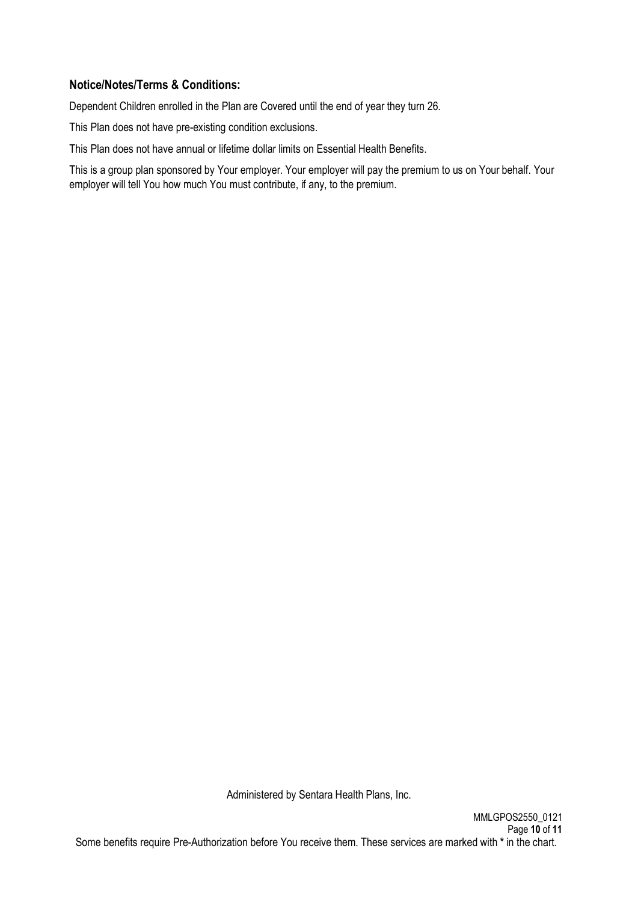### Notice/Notes/Terms & Conditions:

Dependent Children enrolled in the Plan are Covered until the end of year they turn 26.

This Plan does not have pre-existing condition exclusions.

This Plan does not have annual or lifetime dollar limits on Essential Health Benefits.

This is a group plan sponsored by Your employer. Your employer will pay the premium to us on Your behalf. Your employer will tell You how much You must contribute, if any, to the premium.

Administered by Sentara Health Plans, Inc.

MMLGPOS2550_0121

Some benefits require Pre-Authorization before You receive them. These services are marked with * in the chart.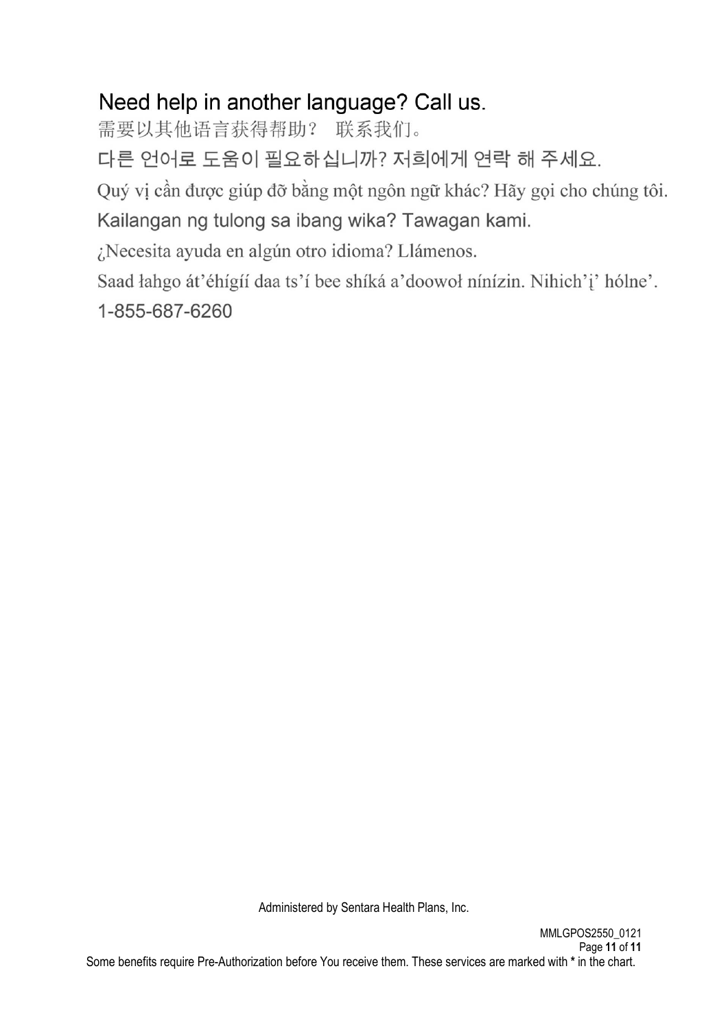## Need help in another language? Call us.

需要以其他语言获得帮助？ 联系我们。

다른 언어로 도움이 필요하십니까? 저희에게 연락 해 주세요.

Quý vị cần được giúp đỡ bằng một ngôn ngữ khác? Hãy gọi cho chúng tôi.

Kailangan ng tulong sa ibang wika? Tawagan kami.

¿Necesita ayuda en algún otro idioma? Llámenos.

Saad łahgo át'éhígíí daa ts'í bee shíká a'doowoł nínízin. Nihich'į' hólne'.

1-855-687-6260

Administered by Sentara Health Plans, Inc.

MMLGPOS2550_0121

Some benefits require Pre-Authorization before You receive them. These services are marked with * in the chart.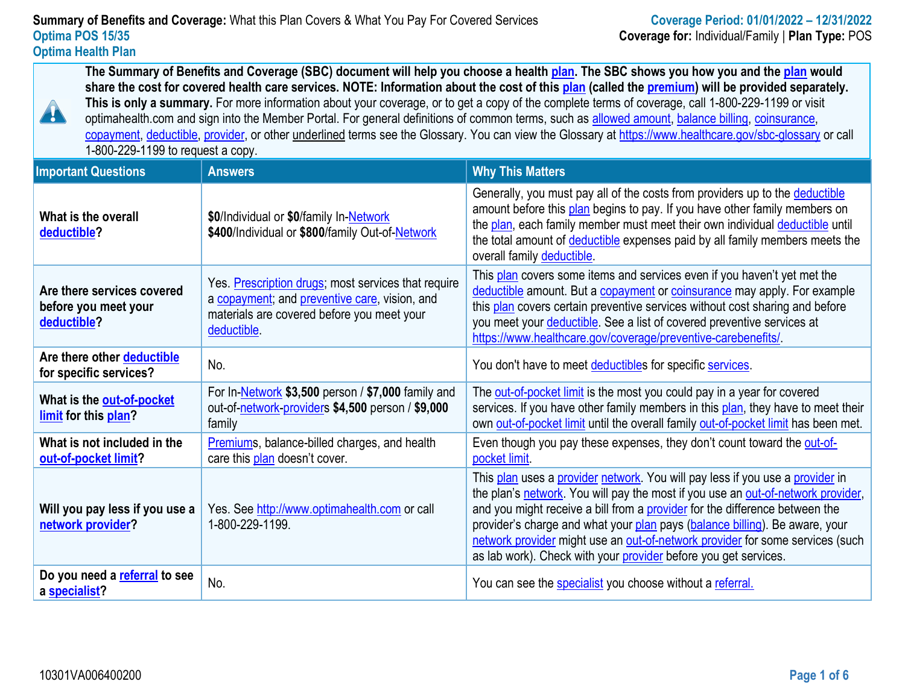**Summary of Benefits and Coverage:** What this Plan Covers & What You Pay For Covered Services

**Coverage Period: 01/01/2022 – 12/31/2022**

**Optima POS 15/35**

**Optima Health Plan**

**Coverage for:** Individual/Family | **Plan Type:** POS

**The Summary of Benefits and Coverage (SBC) document will help you choose a health plan. The SBC shows you how you and the plan would share the cost for covered health care services. NOTE: Information about the cost of this plan (called the premium) will be provided separately. This is only a summary.** For more information about your coverage, or to get a copy of the complete terms of coverage, call 1-800-229-1199 or visit optimahealth.com and sign into the Member Portal. For general definitions of common terms, such as allowed amount, balance billing, coinsurance, copayment, deductible, provider, or other underlined terms see the Glossary. You can view the Glossary at https://www.healthcare.gov/sbc-glossary or call 1-800-229-1199 to request a copy.

| Important Questions | Answers | Why This Matters |
|---|---|---|
| **What is the overall deductible?** | **$0**/Individual or **$0**/family In-Network<br>**$400**/Individual or **$800**/family Out-of-Network | Generally, you must pay all of the costs from providers up to the deductible amount before this plan begins to pay. If you have other family members on the plan, each family member must meet their own individual deductible until the total amount of deductible expenses paid by all family members meets the overall family deductible. |
| **Are there services covered before you meet your deductible?** | Yes. Prescription drugs; most services that require a copayment; and preventive care, vision, and materials are covered before you meet your deductible. | This plan covers some items and services even if you haven't yet met the deductible amount. But a copayment or coinsurance may apply. For example this plan covers certain preventive services without cost sharing and before you meet your deductible. See a list of covered preventive services at https://www.healthcare.gov/coverage/preventive-carebenefits/. |
| **Are there other deductible for specific services?** | No. | You don't have to meet deductibles for specific services. |
| **What is the out-of-pocket limit for this plan?** | For In-Network **$3,500** person / **$7,000** family and out-of-network-providers **$4,500** person / **$9,000** family | The out-of-pocket limit is the most you could pay in a year for covered services. If you have other family members in this plan, they have to meet their own out-of-pocket limit until the overall family out-of-pocket limit has been met. |
| **What is not included in the out-of-pocket limit?** | Premiums, balance-billed charges, and health care this plan doesn't cover. | Even though you pay these expenses, they don't count toward the out-of-pocket limit. |
| **Will you pay less if you use a network provider?** | Yes. See http://www.optimahealth.com or call 1-800-229-1199. | This plan uses a provider network. You will pay less if you use a provider in the plan's network. You will pay the most if you use an out-of-network provider, and you might receive a bill from a provider for the difference between the provider's charge and what your plan pays (balance billing). Be aware, your network provider might use an out-of-network provider for some services (such as lab work). Check with your provider before you get services. |
| **Do you need a referral to see a specialist?** | No. | You can see the specialist you choose without a referral. |

10301VA006400200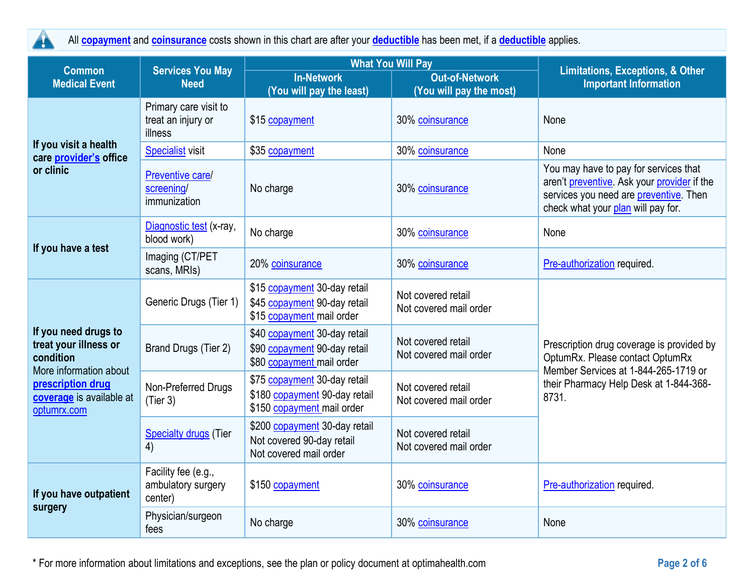All **copayment** and **coinsurance** costs shown in this chart are after your **deductible** has been met, if a **deductible** applies.

| Common Medical Event | Services You May Need | What You Will Pay | | Limitations, Exceptions, & Other Important Information |
|---|---|---|---|---|
| | | In-Network (You will pay the least) | Out-of-Network (You will pay the most) | |
| **If you visit a health care provider's office or clinic** | Primary care visit to treat an injury or illness | $15 copayment | 30% coinsurance | None |
| | Specialist visit | $35 copayment | 30% coinsurance | None |
| | Preventive care/ screening/ immunization | No charge | 30% coinsurance | You may have to pay for services that aren't preventive. Ask your provider if the services you need are preventive. Then check what your plan will pay for. |
| **If you have a test** | Diagnostic test (x-ray, blood work) | No charge | 30% coinsurance | None |
| | Imaging (CT/PET scans, MRIs) | 20% coinsurance | 30% coinsurance | Pre-authorization required. |
| **If you need drugs to treat your illness or condition** More information about **prescription drug coverage** is available at optumrx.com | Generic Drugs (Tier 1) | $15 copayment 30-day retail<br>$45 copayment 90-day retail<br>$15 copayment mail order | Not covered retail<br>Not covered mail order | Prescription drug coverage is provided by OptumRx. Please contact OptumRx Member Services at 1-844-265-1719 or their Pharmacy Help Desk at 1-844-368-8731. |
| | Brand Drugs (Tier 2) | $40 copayment 30-day retail<br>$90 copayment 90-day retail<br>$80 copayment mail order | Not covered retail<br>Not covered mail order | |
| | Non-Preferred Drugs (Tier 3) | $75 copayment 30-day retail<br>$180 copayment 90-day retail<br>$150 copayment mail order | Not covered retail<br>Not covered mail order | |
| | Specialty drugs (Tier 4) | $200 copayment 30-day retail<br>Not covered 90-day retail<br>Not covered mail order | Not covered retail<br>Not covered mail order | |
| **If you have outpatient surgery** | Facility fee (e.g., ambulatory surgery center) | $150 copayment | 30% coinsurance | Pre-authorization required. |
| | Physician/surgeon fees | No charge | 30% coinsurance | None |

* For more information about limitations and exceptions, see the plan or policy document at optimahealth.com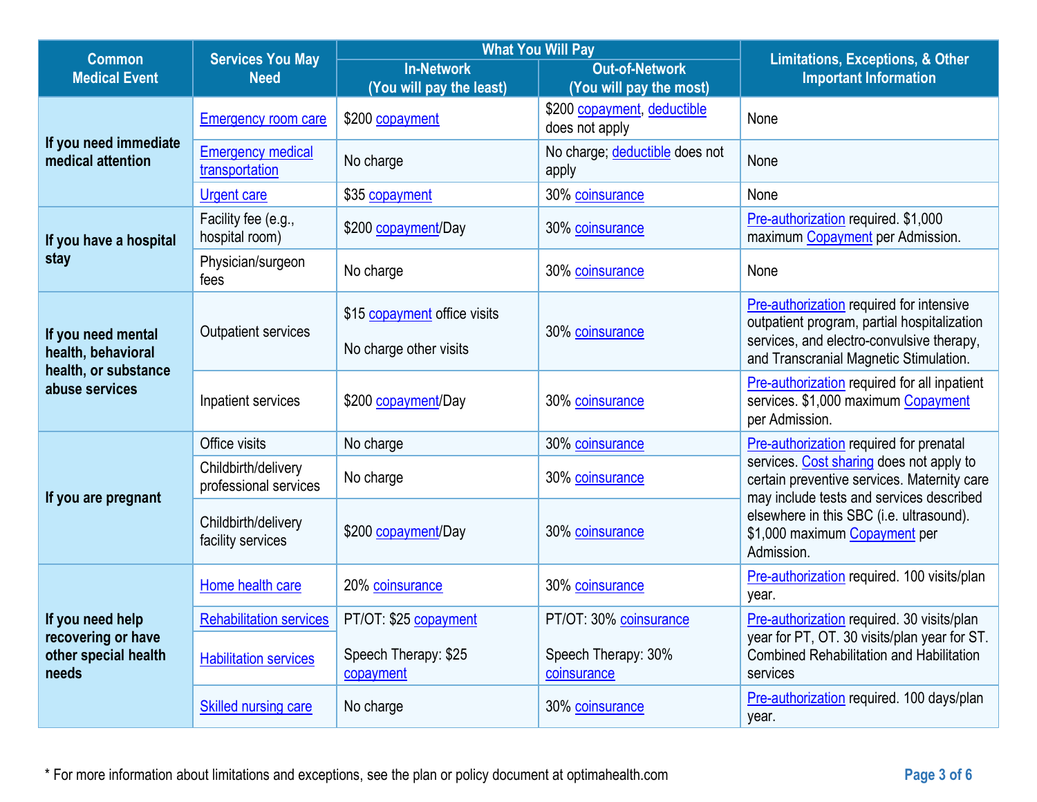| Common Medical Event | Services You May Need | What You Will Pay | | Limitations, Exceptions, & Other Important Information |
|---|---|---|---|---|
| | | In-Network (You will pay the least) | Out-of-Network (You will pay the most) | |
| If you need immediate medical attention | Emergency room care | $200 copayment | $200 copayment, deductible does not apply | None |
| | Emergency medical transportation | No charge | No charge; deductible does not apply | None |
| | Urgent care | $35 copayment | 30% coinsurance | None |
| If you have a hospital stay | Facility fee (e.g., hospital room) | $200 copayment/Day | 30% coinsurance | Pre-authorization required. $1,000 maximum Copayment per Admission. |
| | Physician/surgeon fees | No charge | 30% coinsurance | None |
| If you need mental health, behavioral health, or substance abuse services | Outpatient services | $15 copayment office visits<br><br>No charge other visits | 30% coinsurance | Pre-authorization required for intensive outpatient program, partial hospitalization services, and electro-convulsive therapy, and Transcranial Magnetic Stimulation. |
| | Inpatient services | $200 copayment/Day | 30% coinsurance | Pre-authorization required for all inpatient services. $1,000 maximum Copayment per Admission. |
| If you are pregnant | Office visits | No charge | 30% coinsurance | Pre-authorization required for prenatal services. Cost sharing does not apply to certain preventive services. Maternity care may include tests and services described elsewhere in this SBC (i.e. ultrasound). $1,000 maximum Copayment per Admission. |
| | Childbirth/delivery professional services | No charge | 30% coinsurance | |
| | Childbirth/delivery facility services | $200 copayment/Day | 30% coinsurance | |
| If you need help recovering or have other special health needs | Home health care | 20% coinsurance | 30% coinsurance | Pre-authorization required. 100 visits/plan year. |
| | Rehabilitation services<br><br>Habilitation services | PT/OT: $25 copayment<br><br>Speech Therapy: $25 copayment | PT/OT: 30% coinsurance<br><br>Speech Therapy: 30% coinsurance | Pre-authorization required. 30 visits/plan year for PT, OT. 30 visits/plan year for ST. Combined Rehabilitation and Habilitation services |
| | Skilled nursing care | No charge | 30% coinsurance | Pre-authorization required. 100 days/plan year. |

* For more information about limitations and exceptions, see the plan or policy document at optimahealth.com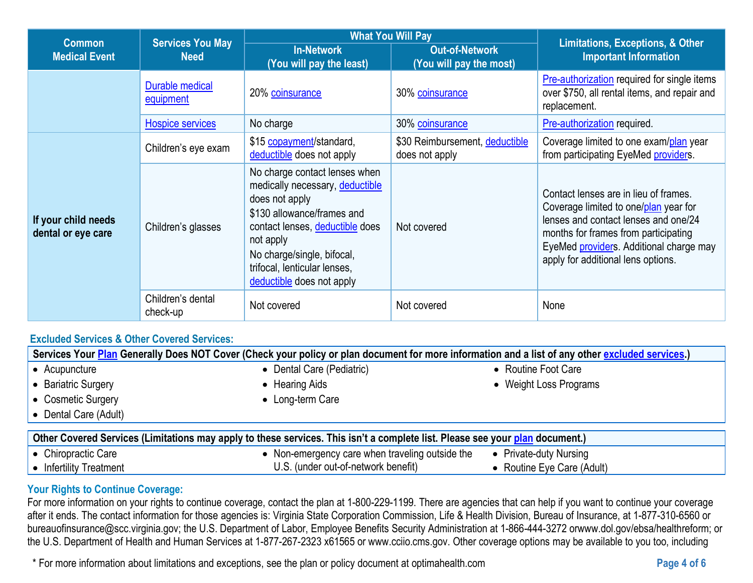| Common Medical Event | Services You May Need | What You Will Pay | | Limitations, Exceptions, & Other Important Information |
|---|---|---|---|---|
| | | In-Network (You will pay the least) | Out-of-Network (You will pay the most) | |
| | Durable medical equipment | 20% coinsurance | 30% coinsurance | Pre-authorization required for single items over $750, all rental items, and repair and replacement. |
| | Hospice services | No charge | 30% coinsurance | Pre-authorization required. |
| If your child needs dental or eye care | Children's eye exam | $15 copayment/standard, deductible does not apply | $30 Reimbursement, deductible does not apply | Coverage limited to one exam/plan year from participating EyeMed providers. |
| | Children's glasses | No charge contact lenses when medically necessary, deductible does not apply<br>$130 allowance/frames and contact lenses, deductible does not apply<br>No charge/single, bifocal, trifocal, lenticular lenses, deductible does not apply | Not covered | Contact lenses are in lieu of frames. Coverage limited to one/plan year for lenses and contact lenses and one/24 months for frames from participating EyeMed providers. Additional charge may apply for additional lens options. |
| | Children's dental check-up | Not covered | Not covered | None |

## Excluded Services & Other Covered Services:

**Services Your Plan Generally Does NOT Cover (Check your policy or plan document for more information and a list of any other excluded services.)**

- Acupuncture
- Bariatric Surgery
- Cosmetic Surgery
- Dental Care (Adult)
- Dental Care (Pediatric)
- Hearing Aids
- Long-term Care
- Routine Foot Care
- Weight Loss Programs

**Other Covered Services (Limitations may apply to these services. This isn't a complete list. Please see your plan document.)**

- Chiropractic Care
- Infertility Treatment
- Non-emergency care when traveling outside the U.S. (under out-of-network benefit)
- Private-duty Nursing
- Routine Eye Care (Adult)

## Your Rights to Continue Coverage:

For more information on your rights to continue coverage, contact the plan at 1-800-229-1199. There are agencies that can help if you want to continue your coverage after it ends. The contact information for those agencies is: Virginia State Corporation Commission, Life & Health Division, Bureau of Insurance, at 1-877-310-6560 or bureauofinsurance@scc.virginia.gov; the U.S. Department of Labor, Employee Benefits Security Administration at 1-866-444-3272 orwww.dol.gov/ebsa/healthreform; or the U.S. Department of Health and Human Services at 1-877-267-2323 x61565 or www.cciio.cms.gov. Other coverage options may be available to you too, including

* For more information about limitations and exceptions, see the plan or policy document at optimahealth.com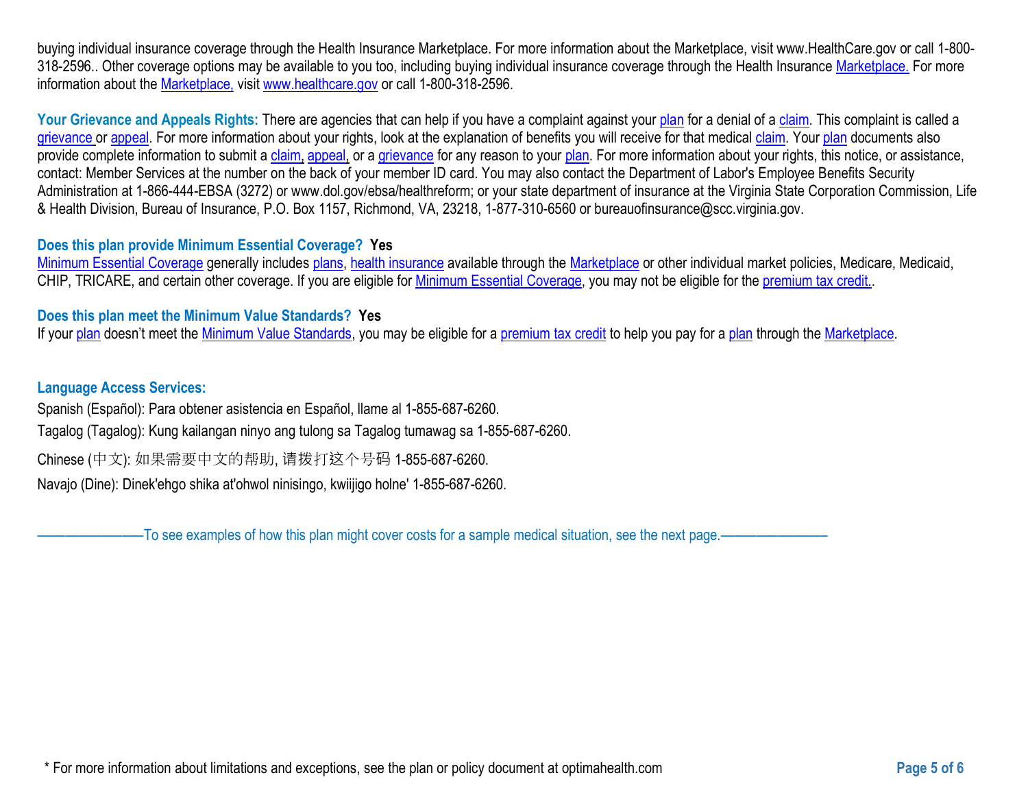buying individual insurance coverage through the Health Insurance Marketplace. For more information about the Marketplace, visit www.HealthCare.gov or call 1-800-318-2596.. Other coverage options may be available to you too, including buying individual insurance coverage through the Health Insurance Marketplace. For more information about the Marketplace, visit www.healthcare.gov or call 1-800-318-2596.

**Your Grievance and Appeals Rights:** There are agencies that can help if you have a complaint against your plan for a denial of a claim. This complaint is called a grievance or appeal. For more information about your rights, look at the explanation of benefits you will receive for that medical claim. Your plan documents also provide complete information to submit a claim, appeal, or a grievance for any reason to your plan. For more information about your rights, this notice, or assistance, contact: Member Services at the number on the back of your member ID card. You may also contact the Department of Labor's Employee Benefits Security Administration at 1-866-444-EBSA (3272) or www.dol.gov/ebsa/healthreform; or your state department of insurance at the Virginia State Corporation Commission, Life & Health Division, Bureau of Insurance, P.O. Box 1157, Richmond, VA, 23218, 1-877-310-6560 or bureauofinsurance@scc.virginia.gov.

**Does this plan provide Minimum Essential Coverage? Yes**

Minimum Essential Coverage generally includes plans, health insurance available through the Marketplace or other individual market policies, Medicare, Medicaid, CHIP, TRICARE, and certain other coverage. If you are eligible for Minimum Essential Coverage, you may not be eligible for the premium tax credit..

**Does this plan meet the Minimum Value Standards? Yes**

If your plan doesn't meet the Minimum Value Standards, you may be eligible for a premium tax credit to help you pay for a plan through the Marketplace.

**Language Access Services:**

Spanish (Español): Para obtener asistencia en Español, llame al 1-855-687-6260.

Tagalog (Tagalog): Kung kailangan ninyo ang tulong sa Tagalog tumawag sa 1-855-687-6260.

Chinese (中文): 如果需要中文的帮助, 请拨打这个号码 1-855-687-6260.

Navajo (Dine): Dinek'ehgo shika at'ohwol ninisingo, kwiijigo holne' 1-855-687-6260.

——————To see examples of how this plan might cover costs for a sample medical situation, see the next page.——————

* For more information about limitations and exceptions, see the plan or policy document at optimahealth.com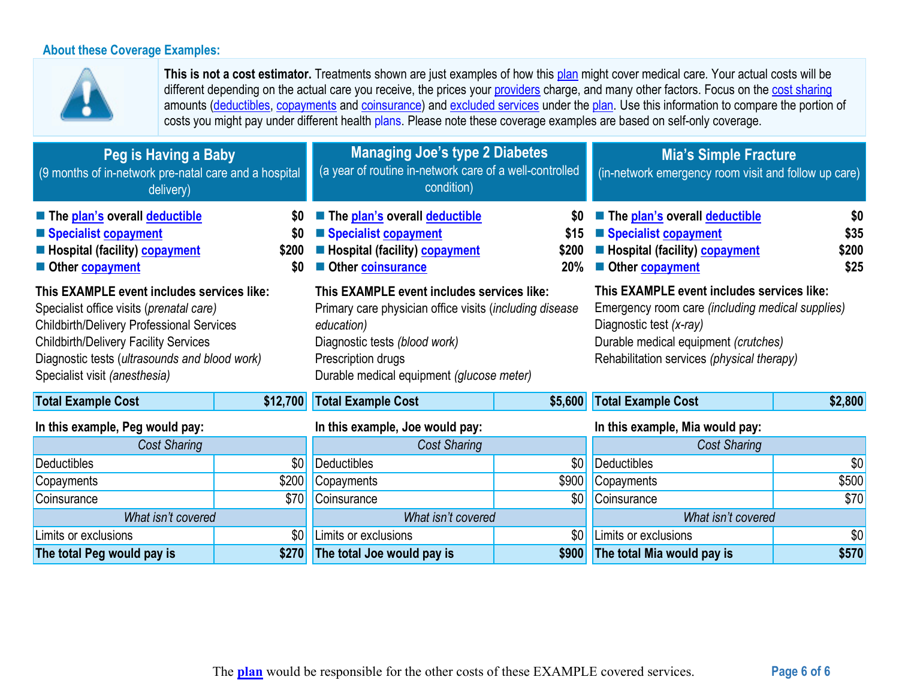### About these Coverage Examples:

**This is not a cost estimator.** Treatments shown are just examples of how this plan might cover medical care. Your actual costs will be different depending on the actual care you receive, the prices your providers charge, and many other factors. Focus on the cost sharing amounts (deductibles, copayments and coinsurance) and excluded services under the plan. Use this information to compare the portion of costs you might pay under different health plans. Please note these coverage examples are based on self-only coverage.

## Peg is Having a Baby

(9 months of in-network pre-natal care and a hospital delivery)

| | |
|---|---|
| ■ The **plan's** overall **deductible** | $0 |
| ■ **Specialist copayment** | $0 |
| ■ Hospital (facility) **copayment** | $200 |
| ■ Other **copayment** | $0 |

**This EXAMPLE event includes services like:**
Specialist office visits (*prenatal care*)
Childbirth/Delivery Professional Services
Childbirth/Delivery Facility Services
Diagnostic tests (*ultrasounds and blood work*)
Specialist visit *(anesthesia)*

| **Total Example Cost** | **$12,700** |
|---|---|

**In this example, Peg would pay:**

| *Cost Sharing* | |
|---|---|
| Deductibles | $0 |
| Copayments | $200 |
| Coinsurance | $70 |
| *What isn't covered* | |
| Limits or exclusions | $0 |
| **The total Peg would pay is** | **$270** |

## Managing Joe's type 2 Diabetes

(a year of routine in-network care of a well-controlled condition)

| | |
|---|---|
| ■ The **plan's** overall **deductible** | $0 |
| ■ **Specialist copayment** | $15 |
| ■ Hospital (facility) **copayment** | $200 |
| ■ Other **coinsurance** | 20% |

**This EXAMPLE event includes services like:**
Primary care physician office visits (*including disease education*)
Diagnostic tests *(blood work)*
Prescription drugs
Durable medical equipment *(glucose meter)*

| **Total Example Cost** | **$5,600** |
|---|---|

**In this example, Joe would pay:**

| *Cost Sharing* | |
|---|---|
| Deductibles | $0 |
| Copayments | $900 |
| Coinsurance | $0 |
| *What isn't covered* | |
| Limits or exclusions | $0 |
| **The total Joe would pay is** | **$900** |

## Mia's Simple Fracture

(in-network emergency room visit and follow up care)

| | |
|---|---|
| ■ The **plan's** overall **deductible** | $0 |
| ■ **Specialist copayment** | $35 |
| ■ Hospital (facility) **copayment** | $200 |
| ■ Other **copayment** | $25 |

**This EXAMPLE event includes services like:**
Emergency room care *(including medical supplies)*
Diagnostic test *(x-ray)*
Durable medical equipment *(crutches)*
Rehabilitation services *(physical therapy)*

| **Total Example Cost** | **$2,800** |
|---|---|

**In this example, Mia would pay:**

| *Cost Sharing* | |
|---|---|
| Deductibles | $0 |
| Copayments | $500 |
| Coinsurance | $70 |
| *What isn't covered* | |
| Limits or exclusions | $0 |
| **The total Mia would pay is** | **$570** |

The **plan** would be responsible for the other costs of these EXAMPLE covered services.